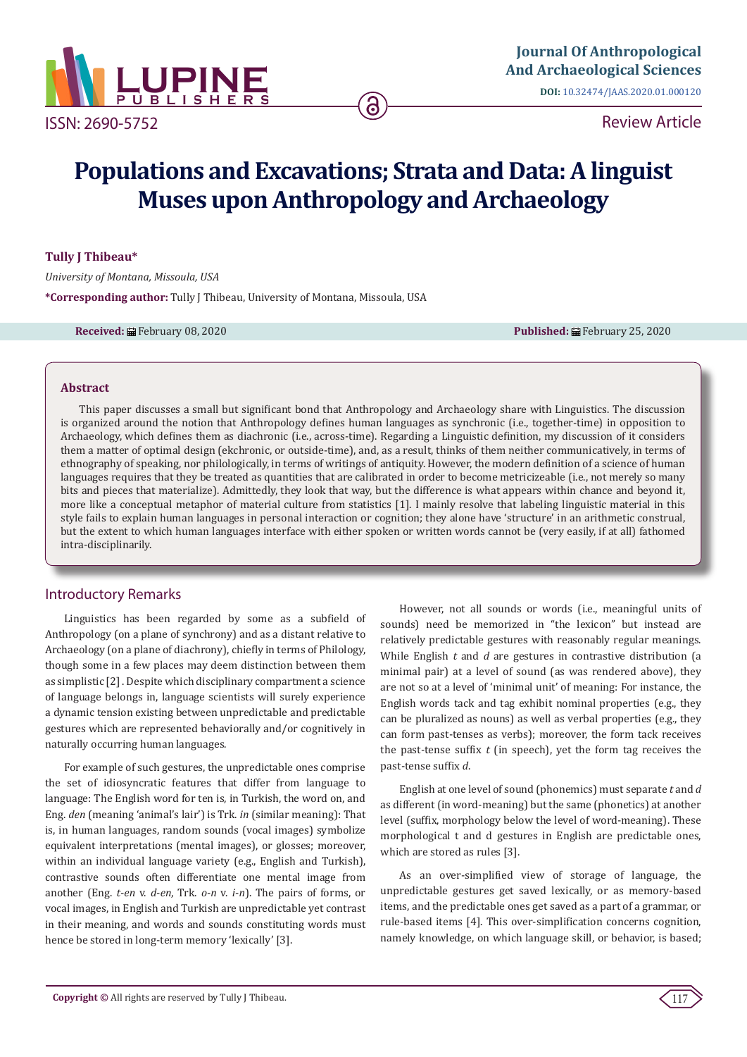# Populations and Excavations; Strata and Data: A linguist Muses upon Anthropology and Archaeology

**Tully J Thibeau***

*University of Montana, Missoula, USA*

***Corresponding author:** Tully J Thibeau, University of Montana, Missoula, USA

**Received:** February 08, 2020 **Published:** February 25, 2020

## Abstract

This paper discusses a small but significant bond that Anthropology and Archaeology share with Linguistics. The discussion is organized around the notion that Anthropology defines human languages as synchronic (i.e., together-time) in opposition to Archaeology, which defines them as diachronic (i.e., across-time). Regarding a Linguistic definition, my discussion of it considers them a matter of optimal design (ekchronic, or outside-time), and, as a result, thinks of them neither communicatively, in terms of ethnography of speaking, nor philologically, in terms of writings of antiquity. However, the modern definition of a science of human languages requires that they be treated as quantities that are calibrated in order to become metricizeable (i.e., not merely so many bits and pieces that materialize). Admittedly, they look that way, but the difference is what appears within chance and beyond it, more like a conceptual metaphor of material culture from statistics [1]. I mainly resolve that labeling linguistic material in this style fails to explain human languages in personal interaction or cognition; they alone have 'structure' in an arithmetic construal, but the extent to which human languages interface with either spoken or written words cannot be (very easily, if at all) fathomed intra-disciplinarily.

## Introductory Remarks

Linguistics has been regarded by some as a subfield of Anthropology (on a plane of synchrony) and as a distant relative to Archaeology (on a plane of diachrony), chiefly in terms of Philology, though some in a few places may deem distinction between them as simplistic [2] . Despite which disciplinary compartment a science of language belongs in, language scientists will surely experience a dynamic tension existing between unpredictable and predictable gestures which are represented behaviorally and/or cognitively in naturally occurring human languages.

For example of such gestures, the unpredictable ones comprise the set of idiosyncratic features that differ from language to language: The English word for ten is, in Turkish, the word on, and Eng. *den* (meaning 'animal's lair') is Trk. *in* (similar meaning): That is, in human languages, random sounds (vocal images) symbolize equivalent interpretations (mental images), or glosses; moreover, within an individual language variety (e.g., English and Turkish), contrastive sounds often differentiate one mental image from another (Eng. *t-en* v. *d-en*, Trk. *o-n* v. *i-n*). The pairs of forms, or vocal images, in English and Turkish are unpredictable yet contrast in their meaning, and words and sounds constituting words must hence be stored in long-term memory 'lexically' [3].

However, not all sounds or words (i.e., meaningful units of sounds) need be memorized in "the lexicon" but instead are relatively predictable gestures with reasonably regular meanings. While English *t* and *d* are gestures in contrastive distribution (a minimal pair) at a level of sound (as was rendered above), they are not so at a level of 'minimal unit' of meaning: For instance, the English words tack and tag exhibit nominal properties (e.g., they can be pluralized as nouns) as well as verbal properties (e.g., they can form past-tenses as verbs); moreover, the form tack receives the past-tense suffix *t* (in speech), yet the form tag receives the past-tense suffix *d*.

English at one level of sound (phonemics) must separate *t* and *d* as different (in word-meaning) but the same (phonetics) at another level (suffix, morphology below the level of word-meaning). These morphological t and d gestures in English are predictable ones, which are stored as rules [3].

As an over-simplified view of storage of language, the unpredictable gestures get saved lexically, or as memory-based items, and the predictable ones get saved as a part of a grammar, or rule-based items [4]. This over-simplification concerns cognition, namely knowledge, on which language skill, or behavior, is based;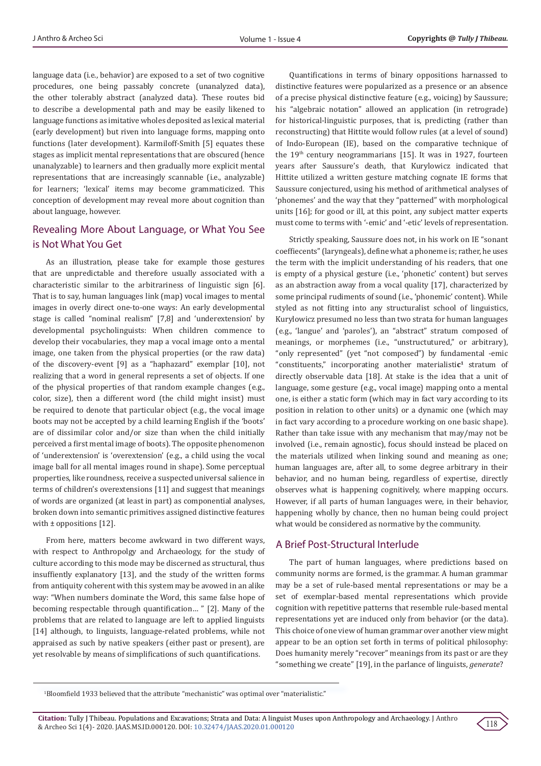language data (i.e., behavior) are exposed to a set of two cognitive procedures, one being passably concrete (unanalyzed data), the other tolerably abstract (analyzed data). These routes bid to describe a developmental path and may be easily likened to language functions as imitative wholes deposited as lexical material (early development) but riven into language forms, mapping onto functions (later development). Karmiloff-Smith [5] equates these stages as implicit mental representations that are obscured (hence unanalyzable) to learners and then gradually more explicit mental representations that are increasingly scannable (i.e., analyzable) for learners; 'lexical' items may become grammaticized. This conception of development may reveal more about cognition than about language, however.

## Revealing More About Language, or What You See is Not What You Get

As an illustration, please take for example those gestures that are unpredictable and therefore usually associated with a characteristic similar to the arbitrariness of linguistic sign [6]. That is to say, human languages link (map) vocal images to mental images in overly direct one-to-one ways: An early developmental stage is called "nominal realism" [7,8] and 'underextension' by developmental psycholinguists: When children commence to develop their vocabularies, they map a vocal image onto a mental image, one taken from the physical properties (or the raw data) of the discovery-event [9] as a "haphazard" exemplar [10], not realizing that a word in general represents a set of objects. If one of the physical properties of that random example changes (e.g., color, size), then a different word (the child might insist) must be required to denote that particular object (e.g., the vocal image boots may not be accepted by a child learning English if the 'boots' are of dissimilar color and/or size than when the child initially perceived a first mental image of boots). The opposite phenomenon of 'underextension' is 'overextension' (e.g., a child using the vocal image ball for all mental images round in shape). Some perceptual properties, like roundness, receive a suspected universal salience in terms of children's overextensions [11] and suggest that meanings of words are organized (at least in part) as componential analyses, broken down into semantic primitives assigned distinctive features with ± oppositions [12].

From here, matters become awkward in two different ways, with respect to Anthropolgy and Archaeology, for the study of culture according to this mode may be discerned as structural, thus insufficiently explanatory [13], and the study of the written forms from antiquity coherent with this system may be avowed in an alike way: "When numbers dominate the Word, this same false hope of becoming respectable through quantification… " [2]. Many of the problems that are related to language are left to applied linguists [14] although, to linguists, language-related problems, while not appraised as such by native speakers (either past or present), are yet resolvable by means of simplifications of such quantifications.

Quantifications in terms of binary oppositions harnassed to distinctive features were popularized as a presence or an absence of a precise physical distinctive feature (e.g., voicing) by Saussure; his "algebraic notation" allowed an application (in retrograde) for historical-linguistic purposes, that is, predicting (rather than reconstructing) that Hittite would follow rules (at a level of sound) of Indo-European (IE), based on the comparative technique of the 19th century neogrammarians [15]. It was in 1927, fourteen years after Saussure's death, that Kurylowicz indicated that Hittite utilized a written gesture matching cognate IE forms that Saussure conjectured, using his method of arithmetical analyses of 'phonemes' and the way that they "patterned" with morphological units [16]; for good or ill, at this point, any subject matter experts must come to terms with '-emic' and '-etic' levels of representation.

Strictly speaking, Saussure does not, in his work on IE "sonant coeffiecents" (laryngeals), define what a phoneme is; rather, he uses the term with the implicit understanding of his readers, that one is empty of a physical gesture (i.e., 'phonetic' content) but serves as an abstraction away from a vocal quality [17], characterized by some principal rudiments of sound (i.e., 'phonemic' content). While styled as not fitting into any structuralist school of linguistics, Kurylowicz presumed no less than two strata for human languages (e.g., 'langue' and 'paroles'), an "abstract" stratum composed of meanings, or morphemes (i.e., "unstructutured," or arbitrary), "only represented" (yet "not composed") by fundamental -emic "constituents," incorporating another materialistic[1] stratum of directly observable data [18]. At stake is the idea that a unit of language, some gesture (e.g., vocal image) mapping onto a mental one, is either a static form (which may in fact vary according to its position in relation to other units) or a dynamic one (which may in fact vary according to a procedure working on one basic shape). Rather than take issue with any mechanism that may/may not be involved (i.e., remain agnostic), focus should instead be placed on the materials utilized when linking sound and meaning as one; human languages are, after all, to some degree arbitrary in their behavior, and no human being, regardless of expertise, directly observes what is happening cognitively, where mapping occurs. However, if all parts of human languages were, in their behavior, happening wholly by chance, then no human being could project what would be considered as normative by the community.

## A Brief Post-Structural Interlude

The part of human languages, where predictions based on community norms are formed, is the grammar. A human grammar may be a set of rule-based mental representations or may be a set of exemplar-based mental representations which provide cognition with repetitive patterns that resemble rule-based mental representations yet are induced only from behavior (or the data). This choice of one view of human grammar over another view might appear to be an option set forth in terms of political philosophy: Does humanity merely "recover" meanings from its past or are they "something we create" [19], in the parlance of linguists, *generate*?

[1] Bloomfield 1933 believed that the attribute "mechanistic" was optimal over "materialistic."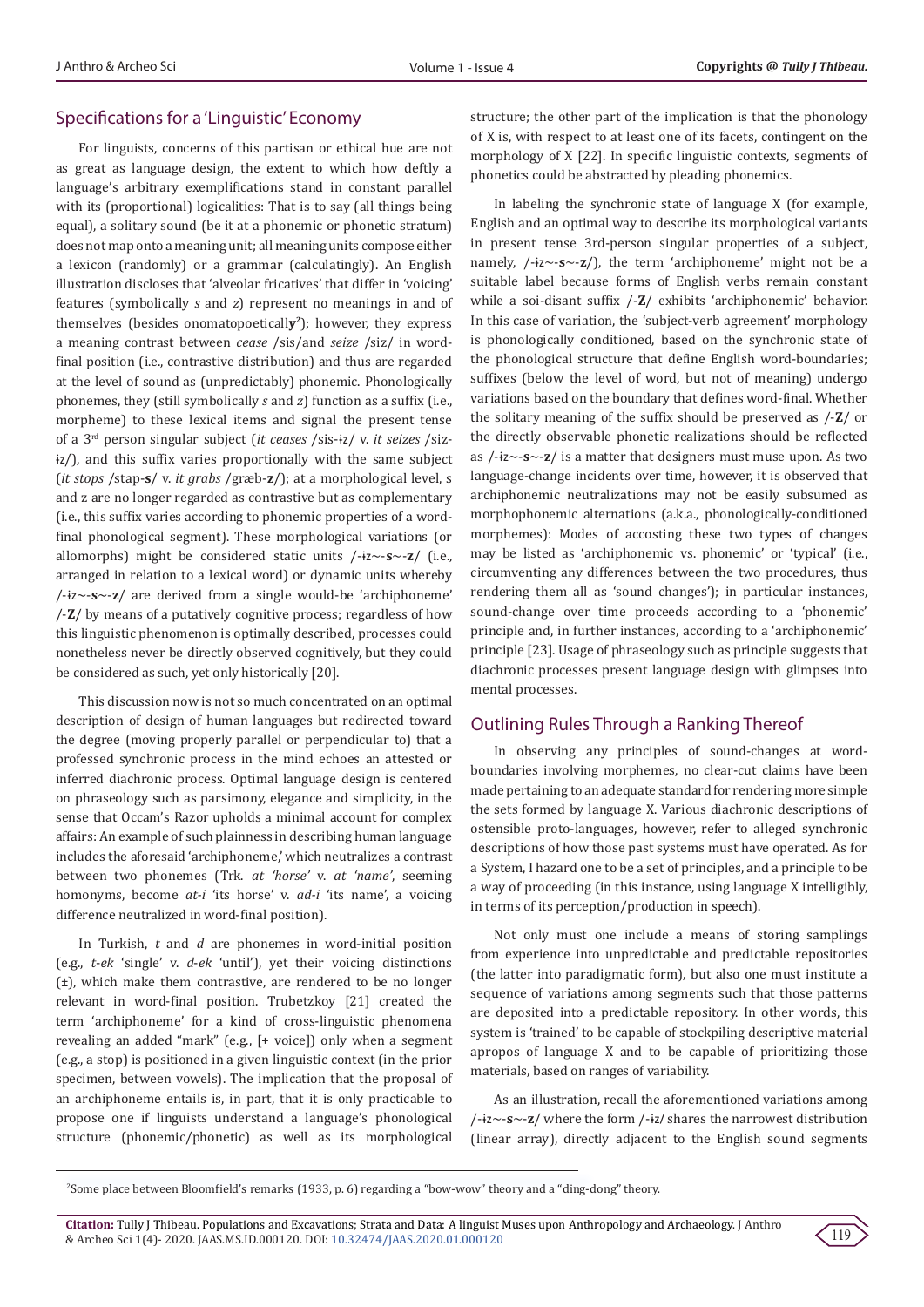## Specifications for a 'Linguistic' Economy

For linguists, concerns of this partisan or ethical hue are not as great as language design, the extent to which how deftly a language's arbitrary exemplifications stand in constant parallel with its (proportional) logicalities: That is to say (all things being equal), a solitary sound (be it at a phonemic or phonetic stratum) does not map onto a meaning unit; all meaning units compose either a lexicon (randomly) or a grammar (calculatingly). An English illustration discloses that 'alveolar fricatives' that differ in 'voicing' features (symbolically *s* and *z*) represent no meanings in and of themselves (besides onomatopoeically[2]); however, they express a meaning contrast between *cease* /sis/and *seize* /siz/ in word-final position (i.e., contrastive distribution) and thus are regarded at the level of sound as (unpredictably) phonemic. Phonologically phonemes, they (still symbolically *s* and *z*) function as a suffix (i.e., morpheme) to these lexical items and signal the present tense of a 3rd person singular subject (*it ceases* /sis-ɨz/ v. *it seizes* /siz-ɨz/), and this suffix varies proportionally with the same subject (*it stops* /stap-**s**/ v. *it grabs* /græb-**z**/); at a morphological level, s and z are no longer regarded as contrastive but as complementary (i.e., this suffix varies according to phonemic properties of a word-final phonological segment). These morphological variations (or allomorphs) might be considered static units /-ɨz~-**s**~-**z**/ (i.e., arranged in relation to a lexical word) or dynamic units whereby /-ɨz~-**s**~-**z**/ are derived from a single would-be 'archiphoneme' /-**Z**/ by means of a putatively cognitive process; regardless of how this linguistic phenomenon is optimally described, processes could nonetheless never be directly observed cognitively, but they could be considered as such, yet only historically [20].

This discussion now is not so much concentrated on an optimal description of design of human languages but redirected toward the degree (moving properly parallel or perpendicular to) that a professed synchronic process in the mind echoes an attested or inferred diachronic process. Optimal language design is centered on phraseology such as parsimony, elegance and simplicity, in the sense that Occam's Razor upholds a minimal account for complex affairs: An example of such plainness in describing human language includes the aforesaid 'archiphoneme,' which neutralizes a contrast between two phonemes (Trk. *at 'horse'* v. *at 'name'*, seeming homonyms, become *at-i* 'its horse' v. *ad-i* 'its name', a voicing difference neutralized in word-final position).

In Turkish, *t* and *d* are phonemes in word-initial position (e.g., *t-ek* 'single' v. *d-ek* 'until'), yet their voicing distinctions (±), which make them contrastive, are rendered to be no longer relevant in word-final position. Trubetzkoy [21] created the term 'archiphoneme' for a kind of cross-linguistic phenomena revealing an added "mark" (e.g., [+ voice]) only when a segment (e.g., a stop) is positioned in a given linguistic context (in the prior specimen, between vowels). The implication that the proposal of an archiphoneme entails is, in part, that it is only practicable to propose one if linguists understand a language's phonological structure (phonemic/phonetic) as well as its morphological structure; the other part of the implication is that the phonology of X is, with respect to at least one of its facets, contingent on the morphology of X [22]. In specific linguistic contexts, segments of phonetics could be abstracted by pleading phonemics.

In labeling the synchronic state of language X (for example, English and an optimal way to describe its morphological variants in present tense 3rd-person singular properties of a subject, namely, /-ɨz~-**s**~-**z**/), the term 'archiphoneme' might not be a suitable label because forms of English verbs remain constant while a soi-disant suffix /-**Z**/ exhibits 'archiphonemic' behavior. In this case of variation, the 'subject-verb agreement' morphology is phonologically conditioned, based on the synchronic state of the phonological structure that define English word-boundaries; suffixes (below the level of word, but not of meaning) undergo variations based on the boundary that defines word-final. Whether the solitary meaning of the suffix should be preserved as /-**Z**/ or the directly observable phonetic realizations should be reflected as /-ɨz~-**s**~-**z**/ is a matter that designers must muse upon. As two language-change incidents over time, however, it is observed that archiphonemic neutralizations may not be easily subsumed as morphophonemic alternations (a.k.a., phonologically-conditioned morphemes): Modes of accosting these two types of changes may be listed as 'archiphonemic vs. phonemic' or 'typical' (i.e., circumventing any differences between the two procedures, thus rendering them all as 'sound changes'); in particular instances, sound-change over time proceeds according to a 'phonemic' principle and, in further instances, according to a 'archiphonemic' principle [23]. Usage of phraseology such as principle suggests that diachronic processes present language design with glimpses into mental processes.

## Outlining Rules Through a Ranking Thereof

In observing any principles of sound-changes at word-boundaries involving morphemes, no clear-cut claims have been made pertaining to an adequate standard for rendering more simple the sets formed by language X. Various diachronic descriptions of ostensible proto-languages, however, refer to alleged synchronic descriptions of how those past systems must have operated. As for a System, I hazard one to be a set of principles, and a principle to be a way of proceeding (in this instance, using language X intelligibly, in terms of its perception/production in speech).

Not only must one include a means of storing samplings from experience into unpredictable and predictable repositories (the latter into paradigmatic form), but also one must institute a sequence of variations among segments such that those patterns are deposited into a predictable repository. In other words, this system is 'trained' to be capable of stockpiling descriptive material apropos of language X and to be capable of prioritizing those materials, based on ranges of variability.

As an illustration, recall the aforementioned variations among /-ɨz~-**s**~-**z**/ where the form /-ɨz/ shares the narrowest distribution (linear array), directly adjacent to the English sound segments

---

[2] Some place between Bloomfield's remarks (1933, p. 6) regarding a "bow-wow" theory and a "ding-dong" theory.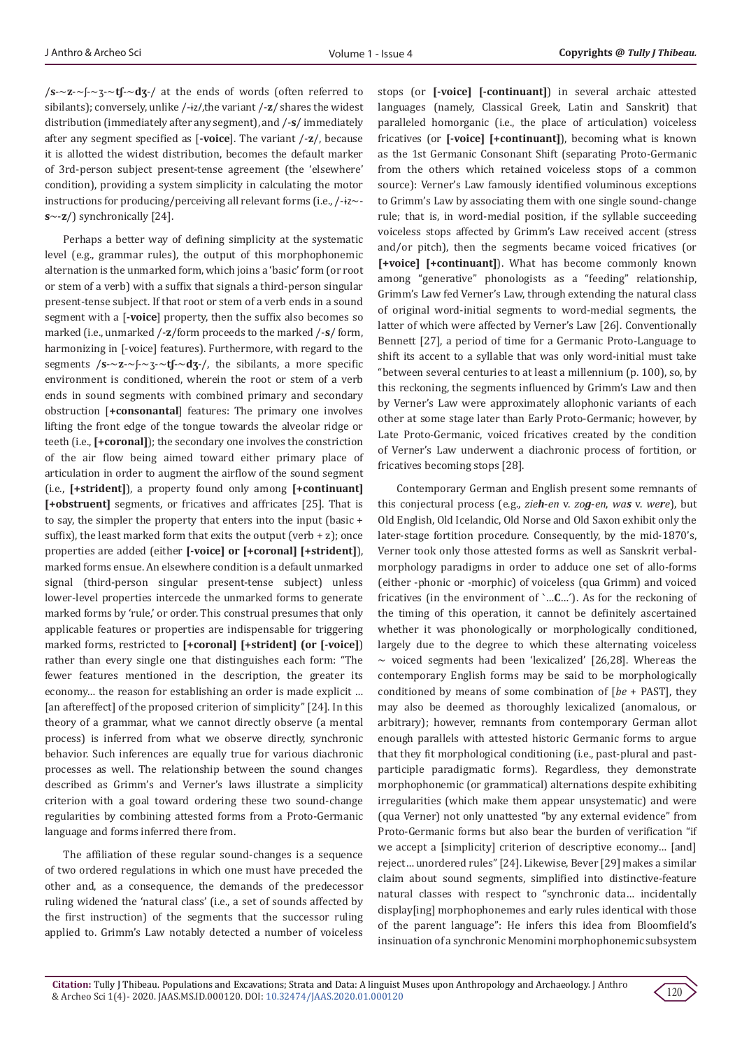**/s-~z-~ʃ-~ʒ-~tʃ-~dʒ-/** at the ends of words (often referred to sibilants); conversely, unlike /-ɨz/,the variant **/-z/** shares the widest distribution (immediately after any segment), and **/-s/** immediately after any segment specified as [**-voice**]. The variant /**-z**/, because it is allotted the widest distribution, becomes the default marker of 3rd-person subject present-tense agreement (the 'elsewhere' condition), providing a system simplicity in calculating the motor instructions for producing/perceiving all relevant forms (i.e., /-ɨz~-**s**~-**z**/) synchronically [24].

Perhaps a better way of defining simplicity at the systematic level (e.g., grammar rules), the output of this morphophonemic alternation is the unmarked form, which joins a 'basic' form (or root or stem of a verb) with a suffix that signals a third-person singular present-tense subject. If that root or stem of a verb ends in a sound segment with a [**-voice**] property, then the suffix also becomes so marked (i.e., unmarked /**-z**/form proceeds to the marked /**-s**/ form, harmonizing in [-voice] features). Furthermore, with regard to the segments **/s-~z-~ʃ-~ʒ-~tʃ-~dʒ-/**, the sibilants, a more specific environment is conditioned, wherein the root or stem of a verb ends in sound segments with combined primary and secondary obstruction [**+consonantal**] features: The primary one involves lifting the front edge of the tongue towards the alveolar ridge or teeth (i.e., **[+coronal]**); the secondary one involves the constriction of the air flow being aimed toward either primary place of articulation in order to augment the airflow of the sound segment (i.e., **[+strident]**), a property found only among **[+continuant] [+obstruent]** segments, or fricatives and affricates [25]. That is to say, the simpler the property that enters into the input (basic + suffix), the least marked form that exits the output (verb + z); once properties are added (either **[-voice] or [+coronal] [+strident]**), marked forms ensue. An elsewhere condition is a default unmarked signal (third-person singular present-tense subject) unless lower-level properties intercede the unmarked forms to generate marked forms by 'rule,' or order. This construal presumes that only applicable features or properties are indispensable for triggering marked forms, restricted to **[+coronal] [+strident] (or [-voice]**) rather than every single one that distinguishes each form: "The fewer features mentioned in the description, the greater its economy... the reason for establishing an order is made explicit ... [an aftereffect] of the proposed criterion of simplicity" [24]. In this theory of a grammar, what we cannot directly observe (a mental process) is inferred from what we observe directly, synchronic behavior. Such inferences are equally true for various diachronic processes as well. The relationship between the sound changes described as Grimm's and Verner's laws illustrate a simplicity criterion with a goal toward ordering these two sound-change regularities by combining attested forms from a Proto-Germanic language and forms inferred there from.

The affiliation of these regular sound-changes is a sequence of two ordered regulations in which one must have preceded the other and, as a consequence, the demands of the predecessor ruling widened the 'natural class' (i.e., a set of sounds affected by the first instruction) of the segments that the successor ruling applied to. Grimm's Law notably detected a number of voiceless stops (or **[-voice] [-continuant]**) in several archaic attested languages (namely, Classical Greek, Latin and Sanskrit) that paralleled homorganic (i.e., the place of articulation) voiceless fricatives (or **[-voice] [+continuant]**), becoming what is known as the 1st Germanic Consonant Shift (separating Proto-Germanic from the others which retained voiceless stops of a common source): Verner's Law famously identified voluminous exceptions to Grimm's Law by associating them with one single sound-change rule; that is, in word-medial position, if the syllable succeeding voiceless stops affected by Grimm's Law received accent (stress and/or pitch), then the segments became voiced fricatives (or **[+voice] [+continuant]**). What has become commonly known among "generative" phonologists as a "feeding" relationship, Grimm's Law fed Verner's Law, through extending the natural class of original word-initial segments to word-medial segments, the latter of which were affected by Verner's Law [26]. Conventionally Bennett [27], a period of time for a Germanic Proto-Language to shift its accent to a syllable that was only word-initial must take "between several centuries to at least a millennium (p. 100), so, by this reckoning, the segments influenced by Grimm's Law and then by Verner's Law were approximately allophonic variants of each other at some stage later than Early Proto-Germanic; however, by Late Proto-Germanic, voiced fricatives created by the condition of Verner's Law underwent a diachronic process of fortition, or fricatives becoming stops [28].

Contemporary German and English present some remnants of this conjectural process (e.g., *zie**h**-en* v. *zo**g**-en*, *wa**s*** v. *we**r**e*), but Old English, Old Icelandic, Old Norse and Old Saxon exhibit only the later-stage fortition procedure. Consequently, by the mid-1870's, Verner took only those attested forms as well as Sanskrit verbal-morphology paradigms in order to adduce one set of allo-forms (either -phonic or -morphic) of voiceless (qua Grimm) and voiced fricatives (in the environment of `...**C**...´). As for the reckoning of the timing of this operation, it cannot be definitely ascertained whether it was phonologically or morphologically conditioned, largely due to the degree to which these alternating voiceless ~ voiced segments had been 'lexicalized' [26,28]. Whereas the contemporary English forms may be said to be morphologically conditioned by means of some combination of [*be* + PAST], they may also be deemed as thoroughly lexicalized (anomalous, or arbitrary); however, remnants from contemporary German allot enough parallels with attested historic Germanic forms to argue that they fit morphological conditioning (i.e., past-plural and past-participle paradigmatic forms). Regardless, they demonstrate morphophonemic (or grammatical) alternations despite exhibiting irregularities (which make them appear unsystematic) and were (qua Verner) not only unattested "by any external evidence" from Proto-Germanic forms but also bear the burden of verification "if we accept a [simplicity] criterion of descriptive economy... [and] reject... unordered rules" [24]. Likewise, Bever [29] makes a similar claim about sound segments, simplified into distinctive-feature natural classes with respect to "synchronic data... incidentally display[ing] morphophonemes and early rules identical with those of the parent language": He infers this idea from Bloomfield's insinuation of a synchronic Menomini morphophonemic subsystem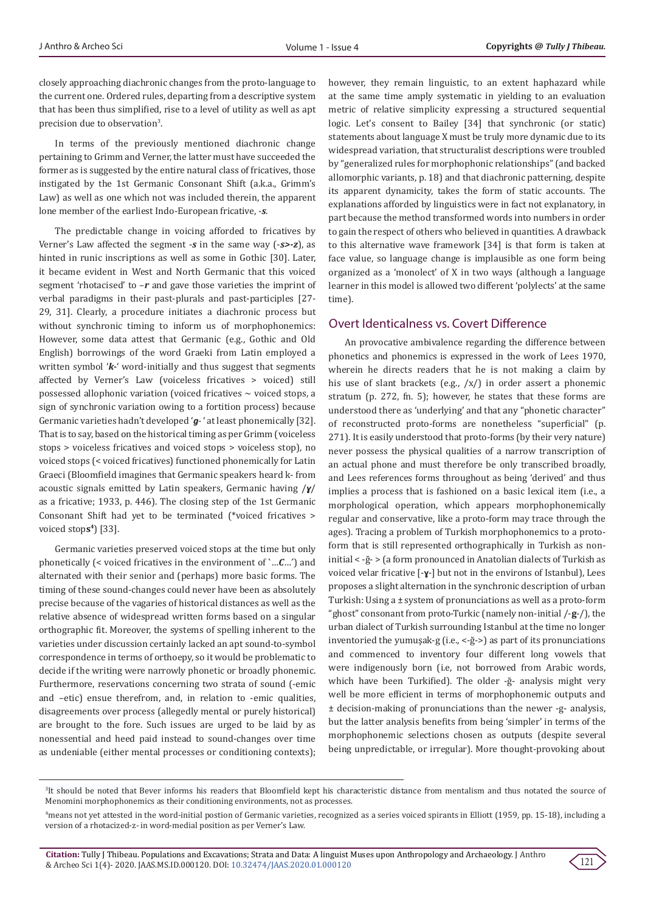closely approaching diachronic changes from the proto-language to the current one. Ordered rules, departing from a descriptive system that has been thus simplified, rise to a level of utility as well as apt precision due to observation[3].

In terms of the previously mentioned diachronic change pertaining to Grimm and Verner, the latter must have succeeded the former as is suggested by the entire natural class of fricatives, those instigated by the 1st Germanic Consonant Shift (a.k.a., Grimm's Law) as well as one which not was included therein, the apparent lone member of the earliest Indo-European fricative, -***s***.

The predictable change in voicing afforded to fricatives by Verner's Law affected the segment -***s*** in the same way (-***s>-z***), as hinted in runic inscriptions as well as some in Gothic [30]. Later, it became evident in West and North Germanic that this voiced segment 'rhotacised' to –***r*** and gave those varieties the imprint of verbal paradigms in their past-plurals and past-participles [27-29, 31]. Clearly, a procedure initiates a diachronic process but without synchronic timing to inform us of morphophonemics: However, some data attest that Germanic (e.g., Gothic and Old English) borrowings of the word Graeki from Latin employed a written symbol '***k***-' word-initially and thus suggest that segments affected by Verner's Law (voiceless fricatives > voiced) still possessed allophonic variation (voiced fricatives ~ voiced stops, a sign of synchronic variation owing to a fortition process) because Germanic varieties hadn't developed '***g***- ' at least phonemically [32]. That is to say, based on the historical timing as per Grimm (voiceless stops > voiceless fricatives and voiced stops > voiceless stop), no voiced stops (< voiced fricatives) functioned phonemically for Latin Graeci (Bloomfield imagines that Germanic speakers heard k- from acoustic signals emitted by Latin speakers, Germanic having /***ɣ***/ as a fricative; 1933, p. 446). The closing step of the 1st Germanic Consonant Shift had yet to be terminated (*voiced fricatives > voiced stop***s***[4]) [33].

Germanic varieties preserved voiced stops at the time but only phonetically (< voiced fricatives in the environment of `…***C***…') and alternated with their senior and (perhaps) more basic forms. The timing of these sound-changes could never have been as absolutely precise because of the vagaries of historical distances as well as the relative absence of widespread written forms based on a singular orthographic fit. Moreover, the systems of spelling inherent to the varieties under discussion certainly lacked an apt sound-to-symbol correspondence in terms of orthoepy, so it would be problematic to decide if the writing were narrowly phonetic or broadly phonemic. Furthermore, reservations concerning two strata of sound (-emic and –etic) ensue therefrom, and, in relation to -emic qualities, disagreements over process (allegedly mental or purely historical) are brought to the fore. Such issues are urged to be laid by as nonessential and heed paid instead to sound-changes over time as undeniable (either mental processes or conditioning contexts); however, they remain linguistic, to an extent haphazard while at the same time amply systematic in yielding to an evaluation metric of relative simplicity expressing a structured sequential logic. Let's consent to Bailey [34] that synchronic (or static) statements about language X must be truly more dynamic due to its widespread variation, that structuralist descriptions were troubled by "generalized rules for morphophonic relationships" (and backed allomorphic variants, p. 18) and that diachronic patterning, despite its apparent dynamicity, takes the form of static accounts. The explanations afforded by linguistics were in fact not explanatory, in part because the method transformed words into numbers in order to gain the respect of others who believed in quantities. A drawback to this alternative wave framework [34] is that form is taken at face value, so language change is implausible as one form being organized as a 'monolect' of X in two ways (although a language learner in this model is allowed two different 'polylects' at the same time).

## Overt Identicalness vs. Covert Difference

An provocative ambivalence regarding the difference between phonetics and phonemics is expressed in the work of Lees 1970, wherein he directs readers that he is not making a claim by his use of slant brackets (e.g., /x/) in order assert a phonemic stratum (p. 272, fn. 5); however, he states that these forms are understood there as 'underlying' and that any "phonetic character" of reconstructed proto-forms are nonetheless "superficial" (p. 271). It is easily understood that proto-forms (by their very nature) never possess the physical qualities of a narrow transcription of an actual phone and must therefore be only transcribed broadly, and Lees references forms throughout as being 'derived' and thus implies a process that is fashioned on a basic lexical item (i.e., a morphological operation, which appears morphophonemically regular and conservative, like a proto-form may trace through the ages). Tracing a problem of Turkish morphophonemics to a proto-form that is still represented orthographically in Turkish as non-initial < -ğ- > (a form pronounced in Anatolian dialects of Turkish as voiced velar fricative [-***ɣ***-] but not in the environs of Istanbul), Lees proposes a slight alternation in the synchronic description of urban Turkish: Using a ± system of pronunciations as well as a proto-form "ghost" consonant from proto-Turkic (namely non-initial /-***g***-/), the urban dialect of Turkish surrounding Istanbul at the time no longer inventoried the yumuşak-g (i.e., <-ğ->) as part of its pronunciations and commenced to inventory four different long vowels that were indigenously born (i.e, not borrowed from Arabic words, which have been Turkified). The older -ğ- analysis might very well be more efficient in terms of morphophonemic outputs and ± decision-making of pronunciations than the newer -g- analysis, but the latter analysis benefits from being 'simpler' in terms of the morphophonemic selections chosen as outputs (despite several being unpredictable, or irregular). More thought-provoking about

---

[3] It should be noted that Bever informs his readers that Bloomfield kept his characteristic distance from mentalism and thus notated the source of Menomini morphophonemics as their conditioning environments, not as processes.

[4] means not yet attested in the word-initial postion of Germanic varieties, recognized as a series voiced spirants in Elliott (1959, pp. 15-18), including a version of a rhotacized-z- in word-medial position as per Verner's Law.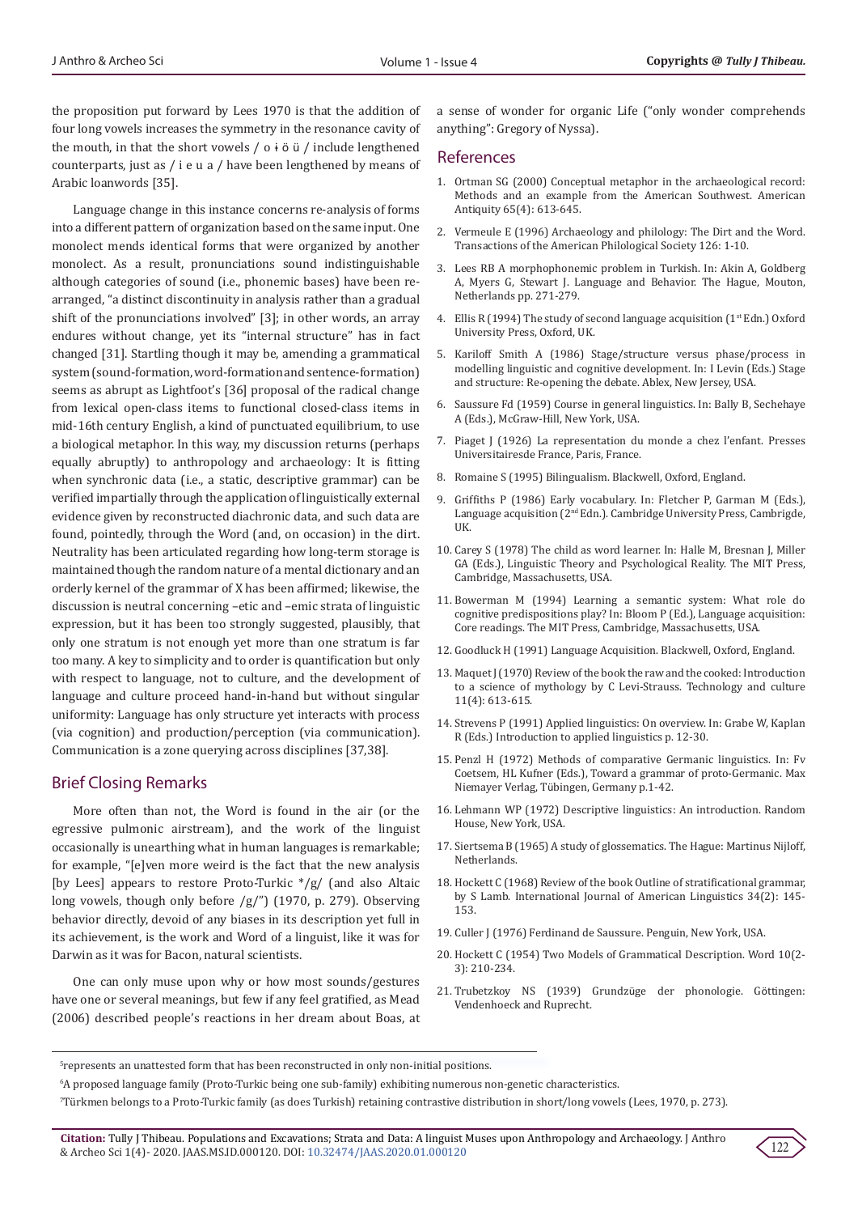the proposition put forward by Lees 1970 is that the addition of four long vowels increases the symmetry in the resonance cavity of the mouth, in that the short vowels / o ɨ ö ü / include lengthened counterparts, just as / i e u a / have been lengthened by means of Arabic loanwords [35].

Language change in this instance concerns re-analysis of forms into a different pattern of organization based on the same input. One monolect mends identical forms that were organized by another monolect. As a result, pronunciations sound indistinguishable although categories of sound (i.e., phonemic bases) have been re-arranged, "a distinct discontinuity in analysis rather than a gradual shift of the pronunciations involved" [3]; in other words, an array endures without change, yet its "internal structure" has in fact changed [31]. Startling though it may be, amending a grammatical system (sound-formation, word-formation and sentence-formation) seems as abrupt as Lightfoot's [36] proposal of the radical change from lexical open-class items to functional closed-class items in mid-16th century English, a kind of punctuated equilibrium, to use a biological metaphor. In this way, my discussion returns (perhaps equally abruptly) to anthropology and archaeology: It is fitting when synchronic data (i.e., a static, descriptive grammar) can be verified impartially through the application of linguistically external evidence given by reconstructed diachronic data, and such data are found, pointedly, through the Word (and, on occasion) in the dirt. Neutrality has been articulated regarding how long-term storage is maintained though the random nature of a mental dictionary and an orderly kernel of the grammar of X has been affirmed; likewise, the discussion is neutral concerning –etic and –emic strata of linguistic expression, but it has been too strongly suggested, plausibly, that only one stratum is not enough yet more than one stratum is far too many. A key to simplicity and to order is quantification but only with respect to language, not to culture, and the development of language and culture proceed hand-in-hand but without singular uniformity: Language has only structure yet interacts with process (via cognition) and production/perception (via communication). Communication is a zone querying across disciplines [37,38].

## Brief Closing Remarks

More often than not, the Word is found in the air (or the egressive pulmonic airstream), and the work of the linguist occasionally is unearthing what in human languages is remarkable; for example, "[e]ven more weird is the fact that the new analysis [by Lees] appears to restore Proto-Turkic */g/ (and also Altaic long vowels, though only before /g/") (1970, p. 279). Observing behavior directly, devoid of any biases in its description yet full in its achievement, is the work and Word of a linguist, like it was for Darwin as it was for Bacon, natural scientists.

One can only muse upon why or how most sounds/gestures have one or several meanings, but few if any feel gratified, as Mead (2006) described people's reactions in her dream about Boas, at a sense of wonder for organic Life ("only wonder comprehends anything": Gregory of Nyssa).

## References

1. Ortman SG (2000) Conceptual metaphor in the archaeological record: Methods and an example from the American Southwest. American Antiquity 65(4): 613-645.
2. Vermeule E (1996) Archaeology and philology: The Dirt and the Word. Transactions of the American Philological Society 126: 1-10.
3. Lees RB A morphophonemic problem in Turkish. In: Akin A, Goldberg A, Myers G, Stewart J. Language and Behavior. The Hague, Mouton, Netherlands pp. 271-279.
4. Ellis R (1994) The study of second language acquisition (1st Edn.) Oxford University Press, Oxford, UK.
5. Kariloff Smith A (1986) Stage/structure versus phase/process in modelling linguistic and cognitive development. In: I Levin (Eds.) Stage and structure: Re-opening the debate. Ablex, New Jersey, USA.
6. Saussure Fd (1959) Course in general linguistics. In: Bally B, Sechehaye A (Eds.), McGraw-Hill, New York, USA.
7. Piaget J (1926) La representation du monde a chez l'enfant. Presses Universitairesde France, Paris, France.
8. Romaine S (1995) Bilingualism. Blackwell, Oxford, England.
9. Griffiths P (1986) Early vocabulary. In: Fletcher P, Garman M (Eds.), Language acquisition (2nd Edn.) Cambridge University Press, Cambrigde, UK.
10. Carey S (1978) The child as word learner. In: Halle M, Bresnan J, Miller GA (Eds.), Linguistic Theory and Psychological Reality. The MIT Press, Cambridge, Massachusetts, USA.
11. Bowerman M (1994) Learning a semantic system: What role do cognitive predispositions play? In: Bloom P (Ed.), Language acquisition: Core readings. The MIT Press, Cambridge, Massachusetts, USA.
12. Goodluck H (1991) Language Acquisition. Blackwell, Oxford, England.
13. Maquet J (1970) Review of the book the raw and the cooked: Introduction to a science of mythology by C Levi-Strauss. Technology and culture 11(4): 613-615.
14. Strevens P (1991) Applied linguistics: On overview. In: Grabe W, Kaplan R (Eds.) Introduction to applied linguistics p. 12-30.
15. Penzl H (1972) Methods of comparative Germanic linguistics. In: Fv Coetsem, HL Kufner (Eds.), Toward a grammar of proto-Germanic. Max Niemayer Verlag, Tübingen, Germany p.1-42.
16. Lehmann WP (1972) Descriptive linguistics: An introduction. Random House, New York, USA.
17. Siertsema B (1965) A study of glossematics. The Hague: Martinus Nijloff, Netherlands.
18. Hockett C (1968) Review of the book Outline of stratificational grammar, by S Lamb. International Journal of American Linguistics 34(2): 145-153.
19. Culler J (1976) Ferdinand de Saussure. Penguin, New York, USA.
20. Hockett C (1954) Two Models of Grammatical Description. Word 10(2-3): 210-234.
21. Trubetzkoy NS (1939) Grundzüge der phonologie. Göttingen: Vendenhoeck and Ruprecht.

---

[5]represents an unattested form that has been reconstructed in only non-initial positions.

[6]A proposed language family (Proto-Turkic being one sub-family) exhibiting numerous non-genetic characteristics.

[7]Türkmen belongs to a Proto-Turkic family (as does Turkish) retaining contrastive distribution in short/long vowels (Lees, 1970, p. 273).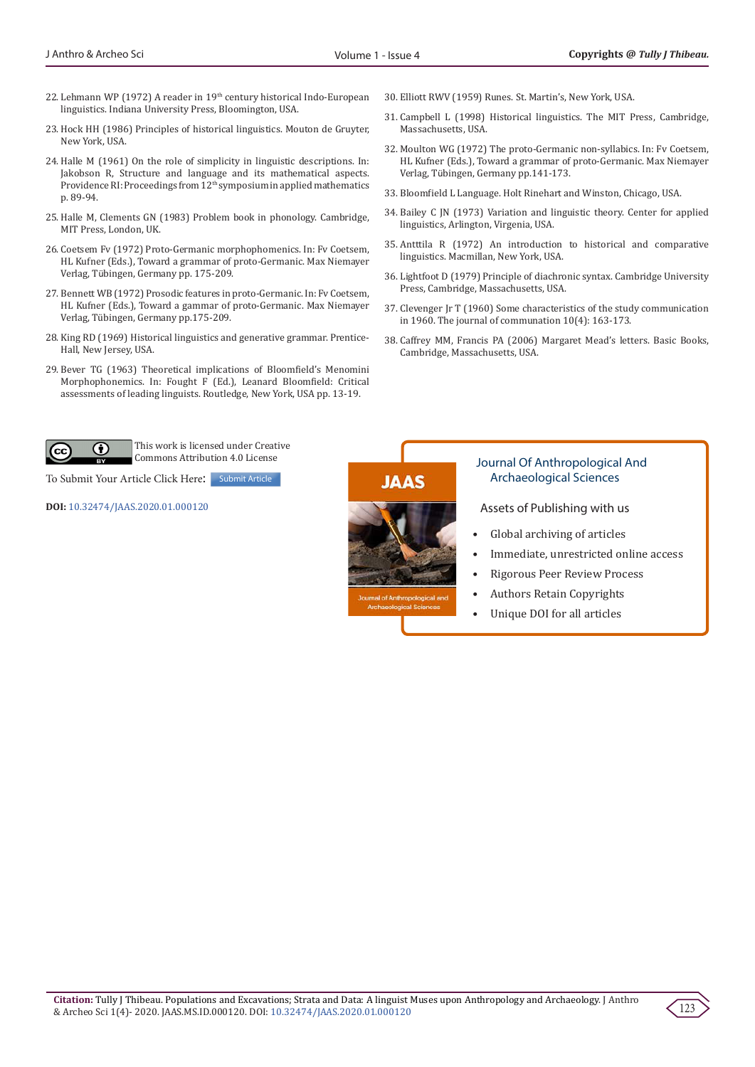22. Lehmann WP (1972) A reader in 19th century historical Indo-European linguistics. Indiana University Press, Bloomington, USA.
23. Hock HH (1986) Principles of historical linguistics. Mouton de Gruyter, New York, USA.
24. Halle M (1961) On the role of simplicity in linguistic descriptions. In: Jakobson R, Structure and language and its mathematical aspects. Providence RI: Proceedings from 12th symposium in applied mathematics p. 89-94.
25. Halle M, Clements GN (1983) Problem book in phonology. Cambridge, MIT Press, London, UK.
26. Coetsem Fv (1972) Proto-Germanic morphophonemics. In: Fv Coetsem, HL Kufner (Eds.), Toward a grammar of proto-Germanic. Max Niemayer Verlag, Tübingen, Germany pp. 175-209.
27. Bennett WB (1972) Prosodic features in proto-Germanic. In: Fv Coetsem, HL Kufner (Eds.), Toward a gammar of proto-Germanic. Max Niemayer Verlag, Tübingen, Germany pp.175-209.
28. King RD (1969) Historical linguistics and generative grammar. Prentice-Hall, New Jersey, USA.
29. Bever TG (1963) Theoretical implications of Bloomfield's Menomini Morphophonemics. In: Fought F (Ed.), Leanard Bloomfield: Critical assessments of leading linguists. Routledge, New York, USA pp. 13-19.
30. Elliott RWV (1959) Runes. St. Martin's, New York, USA.
31. Campbell L (1998) Historical linguistics. The MIT Press, Cambridge, Massachusetts, USA.
32. Moulton WG (1972) The proto-Germanic non-syllabics. In: Fv Coetsem, HL Kufner (Eds.), Toward a grammar of proto-Germanic. Max Niemayer Verlag, Tübingen, Germany pp.141-173.
33. Bloomfield L Language. Holt Rinehart and Winston, Chicago, USA.
34. Bailey C JN (1973) Variation and linguistic theory. Center for applied linguistics, Arlington, Virgenia, USA.
35. Antttila R (1972) An introduction to historical and comparative linguistics. Macmillan, New York, USA.
36. Lightfoot D (1979) Principle of diachronic syntax. Cambridge University Press, Cambridge, Massachusetts, USA.
37. Clevenger Jr T (1960) Some characteristics of the study communication in 1960. The journal of communation 10(4): 163-173.
38. Caffrey MM, Francis PA (2006) Margaret Mead's letters. Basic Books, Cambridge, Massachusetts, USA.

This work is licensed under Creative Commons Attribution 4.0 License

To Submit Your Article Click Here: Submit Article

**DOI:** 10.32474/JAAS.2020.01.000120

Journal Of Anthropological And Archaeological Sciences

Assets of Publishing with us

- Global archiving of articles
- Immediate, unrestricted online access
- Rigorous Peer Review Process
- Authors Retain Copyrights
- Unique DOI for all articles